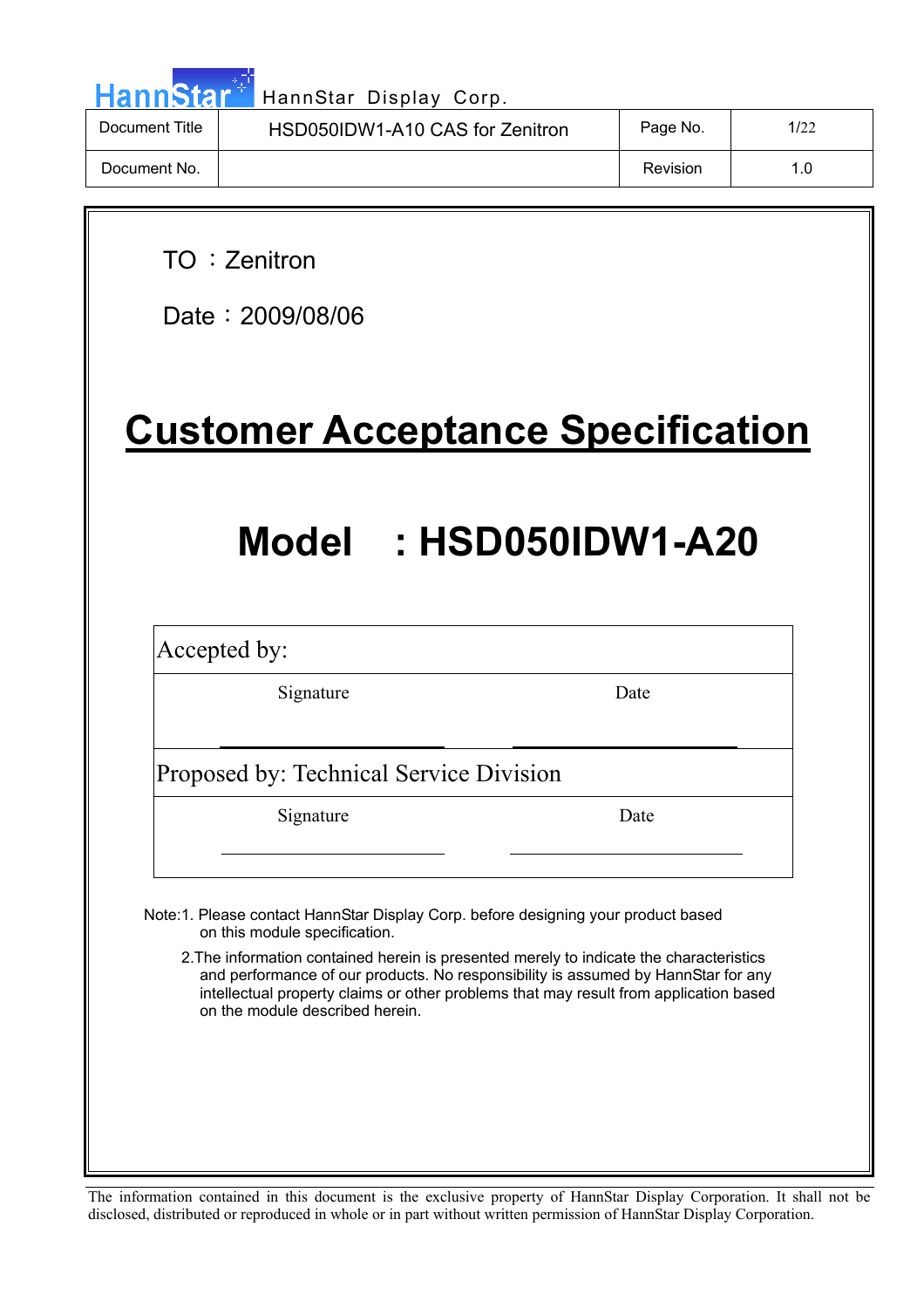| Document Title | HSD050IDW1-A10 CAS for Zenitron | Page No. | 1/22 |
| --- | --- | --- | --- |
| Document No. | | Revision | 1.0 |

TO ：Zenitron

Date：2009/08/06

# Customer Acceptance Specification

## Model ：HSD050IDW1-A20

| Accepted by: | |
| --- | --- |
| Signature | Date |
| Proposed by: Technical Service Division | |
| Signature | Date |

Note:1. Please contact HannStar Display Corp. before designing your product based on this module specification.

2.The information contained herein is presented merely to indicate the characteristics and performance of our products. No responsibility is assumed by HannStar for any intellectual property claims or other problems that may result from application based on the module described herein.

The information contained in this document is the exclusive property of HannStar Display Corporation. It shall not be disclosed, distributed or reproduced in whole or in part without written permission of HannStar Display Corporation.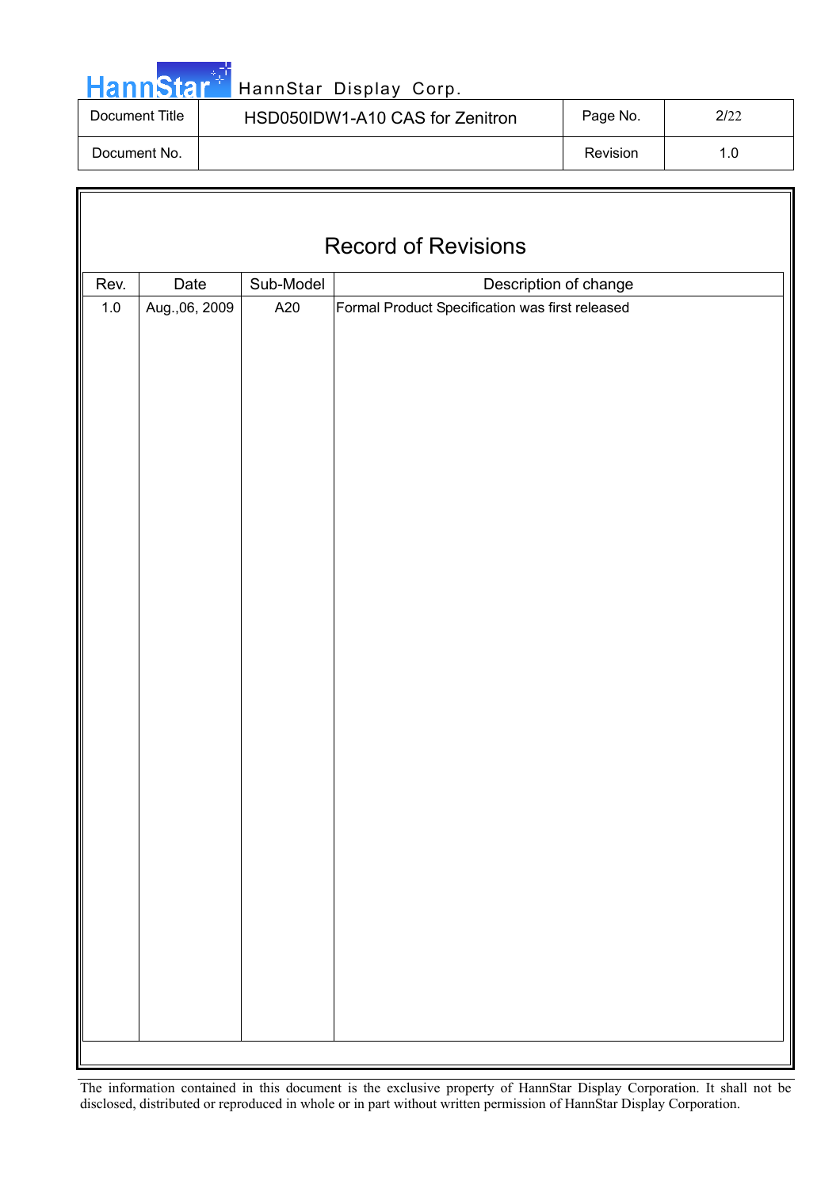# Record of Revisions

| Rev. | Date | Sub-Model | Description of change |
|---|---|---|---|
| 1.0 | Aug.,06, 2009 | A20 | Formal Product Specification was first released |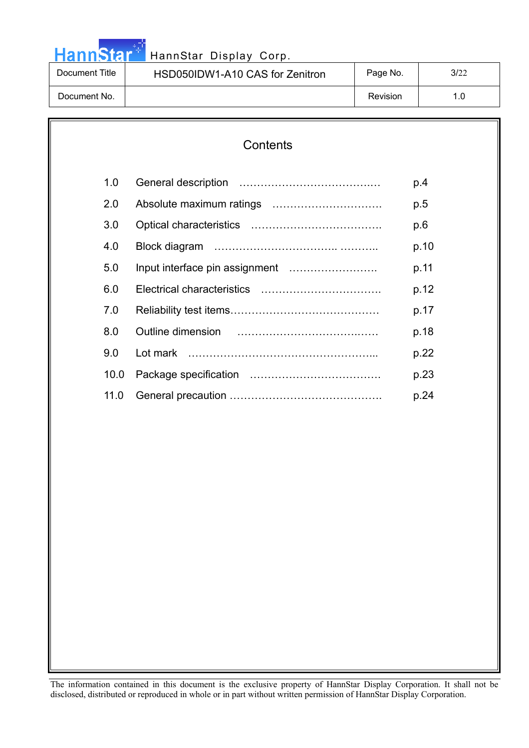# Contents

| | | |
|---|---|---|
| 1.0 | General description ………………………………… | p.4 |
| 2.0 | Absolute maximum ratings …………………………. | p.5 |
| 3.0 | Optical characteristics ………………………………. | p.6 |
| 4.0 | Block diagram …………………………….. ……….. | p.10 |
| 5.0 | Input interface pin assignment ……………………. | p.11 |
| 6.0 | Electrical characteristics ……………………………. | p.12 |
| 7.0 | Reliability test items…………………………………… | p.17 |
| 8.0 | Outline dimension …………………………….…… | p.18 |
| 9.0 | Lot mark ……………………………………………... | p.22 |
| 10.0 | Package specification ………………………………. | p.23 |
| 11.0 | General precaution ……………………………………. | p.24 |

The information contained in this document is the exclusive property of HannStar Display Corporation. It shall not be disclosed, distributed or reproduced in whole or in part without written permission of HannStar Display Corporation.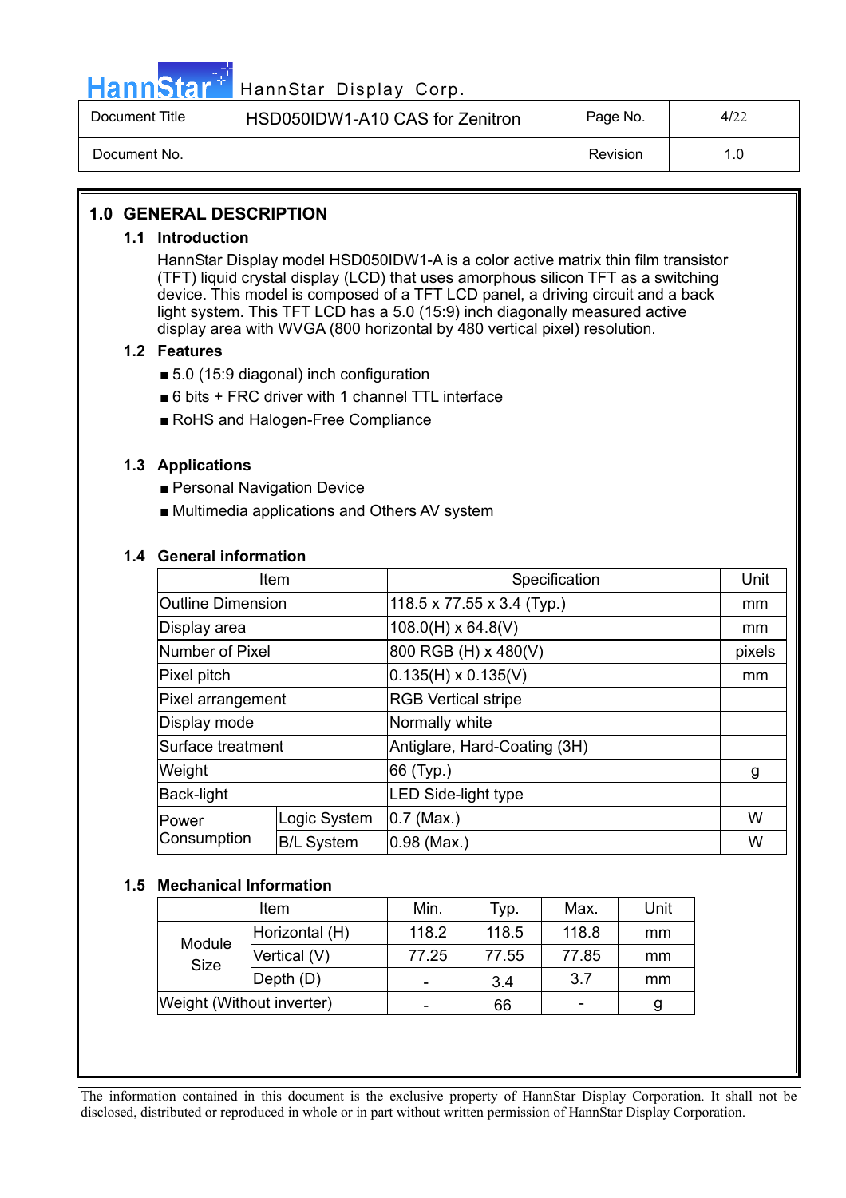## 1.0 GENERAL DESCRIPTION

### 1.1 Introduction

HannStar Display model HSD050IDW1-A is a color active matrix thin film transistor (TFT) liquid crystal display (LCD) that uses amorphous silicon TFT as a switching device. This model is composed of a TFT LCD panel, a driving circuit and a back light system. This TFT LCD has a 5.0 (15:9) inch diagonally measured active display area with WVGA (800 horizontal by 480 vertical pixel) resolution.

### 1.2 Features

- 5.0 (15:9 diagonal) inch configuration
- 6 bits + FRC driver with 1 channel TTL interface
- RoHS and Halogen-Free Compliance

### 1.3 Applications

- Personal Navigation Device
- Multimedia applications and Others AV system

### 1.4 General information

| Item | | Specification | Unit |
|---|---|---|---|
| Outline Dimension | | 118.5 x 77.55 x 3.4 (Typ.) | mm |
| Display area | | 108.0(H) x 64.8(V) | mm |
| Number of Pixel | | 800 RGB (H) x 480(V) | pixels |
| Pixel pitch | | 0.135(H) x 0.135(V) | mm |
| Pixel arrangement | | RGB Vertical stripe | |
| Display mode | | Normally white | |
| Surface treatment | | Antiglare, Hard-Coating (3H) | |
| Weight | | 66 (Typ.) | g |
| Back-light | | LED Side-light type | |
| Power Consumption | Logic System | 0.7 (Max.) | W |
| | B/L System | 0.98 (Max.) | W |

### 1.5 Mechanical Information

| Item | | Min. | Typ. | Max. | Unit |
|---|---|---|---|---|---|
| Module Size | Horizontal (H) | 118.2 | 118.5 | 118.8 | mm |
| | Vertical (V) | 77.25 | 77.55 | 77.85 | mm |
| | Depth (D) | - | 3.4 | 3.7 | mm |
| Weight (Without inverter) | | - | 66 | - | g |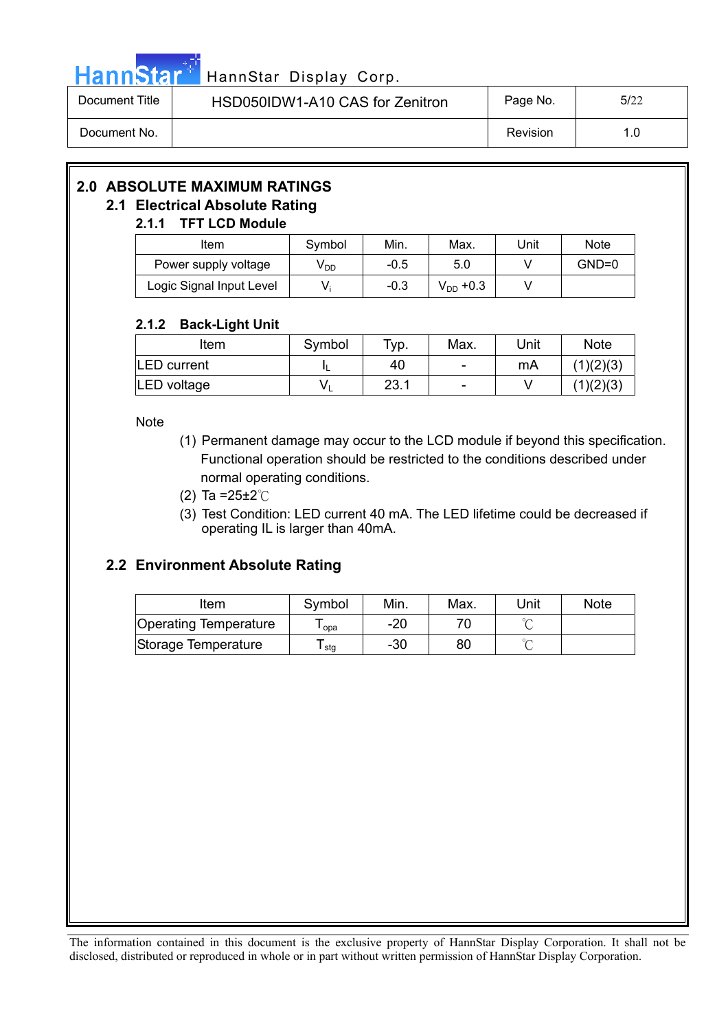## 2.0 ABSOLUTE MAXIMUM RATINGS

### 2.1 Electrical Absolute Rating

#### 2.1.1 TFT LCD Module

| Item | Symbol | Min. | Max. | Unit | Note |
|---|---|---|---|---|---|
| Power supply voltage | $V_{DD}$ | -0.5 | 5.0 | V | GND=0 |
| Logic Signal Input Level | $V_i$ | -0.3 | $V_{DD}$ +0.3 | V | |

#### 2.1.2 Back-Light Unit

| Item | Symbol | Typ. | Max. | Unit | Note |
|---|---|---|---|---|---|
| LED current | $I_L$ | 40 | - | mA | (1)(2)(3) |
| LED voltage | $V_L$ | 23.1 | - | V | (1)(2)(3) |

Note

(1) Permanent damage may occur to the LCD module if beyond this specification. Functional operation should be restricted to the conditions described under normal operating conditions.

(2) Ta =25±2℃

(3) Test Condition: LED current 40 mA. The LED lifetime could be decreased if operating IL is larger than 40mA.

### 2.2 Environment Absolute Rating

| Item | Symbol | Min. | Max. | Unit | Note |
|---|---|---|---|---|---|
| Operating Temperature | $T_{opa}$ | -20 | 70 | ℃ | |
| Storage Temperature | $T_{stg}$ | -30 | 80 | ℃ | |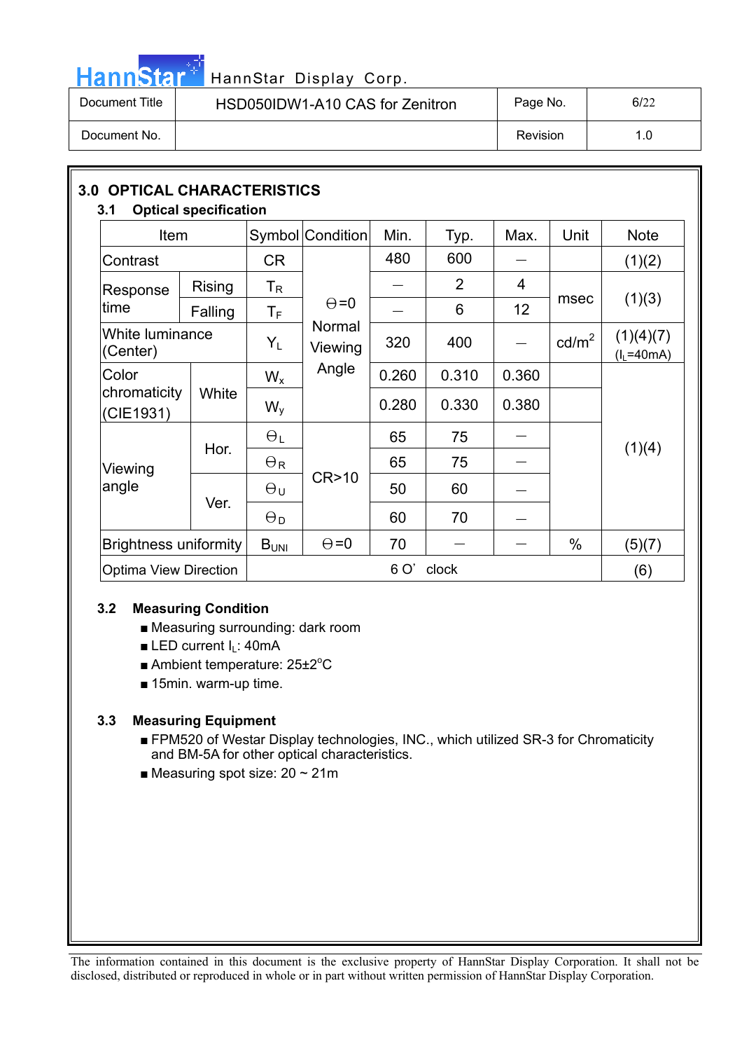## 3.0 OPTICAL CHARACTERISTICS

### 3.1 Optical specification

| Item | | Symbol | Condition | Min. | Typ. | Max. | Unit | Note |
|---|---|---|---|---|---|---|---|---|
| Contrast | | CR | Θ=0 Normal Viewing Angle | 480 | 600 | — | | (1)(2) |
| Response time | Rising | $T_R$ | | — | 2 | 4 | msec | (1)(3) |
| | Falling | $T_F$ | | — | 6 | 12 | | |
| White luminance (Center) | | $Y_L$ | | 320 | 400 | — | cd/m$^2$ | (1)(4)(7) ($I_L$=40mA) |
| Color chromaticity (CIE1931) | White | $W_x$ | | 0.260 | 0.310 | 0.360 | | (1)(4) |
| | | $W_y$ | | 0.280 | 0.330 | 0.380 | | |
| Viewing angle | Hor. | $\Theta_L$ | CR>10 | 65 | 75 | — | | |
| | | $\Theta_R$ | | 65 | 75 | — | | |
| | Ver. | $\Theta_U$ | | 50 | 60 | — | | |
| | | $\Theta_D$ | | 60 | 70 | — | | |
| Brightness uniformity | | $B_{UNI}$ | Θ=0 | 70 | — | — | % | (5)(7) |
| Optima View Direction | | 6 O' clock | | | | | | (6) |

### 3.2 Measuring Condition

- Measuring surrounding: dark room
- LED current $I_L$: 40mA
- Ambient temperature: 25±2°C
- 15min. warm-up time.

### 3.3 Measuring Equipment

- FPM520 of Westar Display technologies, INC., which utilized SR-3 for Chromaticity and BM-5A for other optical characteristics.
- Measuring spot size: 20 ~ 21m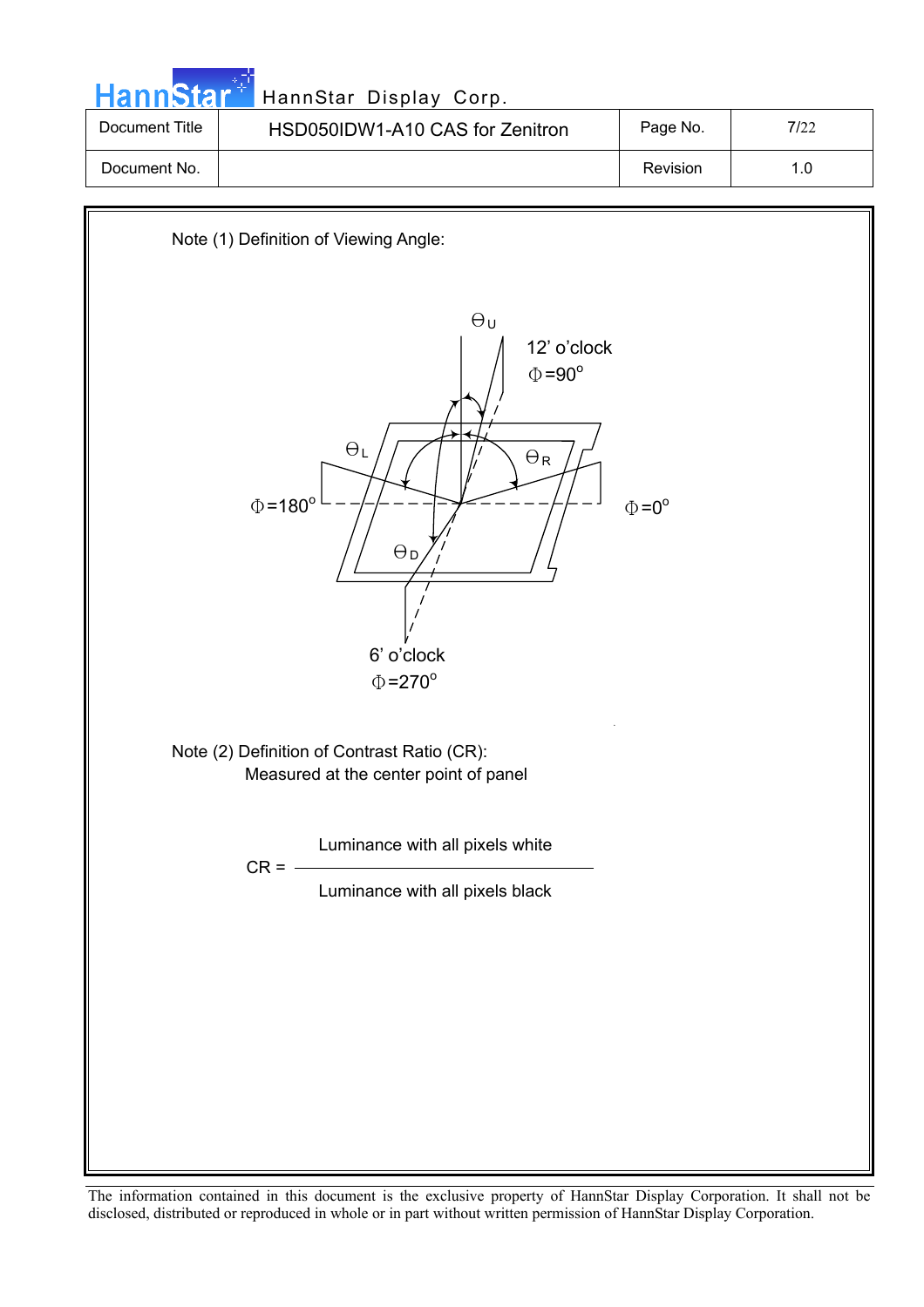Note (1) Definition of Viewing Angle:

$\Theta_U$

12' o'clock
$\Phi=90^o$

$\Theta_L$

$\Theta_R$

$\Phi=180^o$

$\Phi=0^o$

$\Theta_D$

6' o'clock
$\Phi=270^o$

Note (2) Definition of Contrast Ratio (CR):
Measured at the center point of panel

$$CR = \frac{\text{Luminance with all pixels white}}{\text{Luminance with all pixels black}}$$

The information contained in this document is the exclusive property of HannStar Display Corporation. It shall not be disclosed, distributed or reproduced in whole or in part without written permission of HannStar Display Corporation.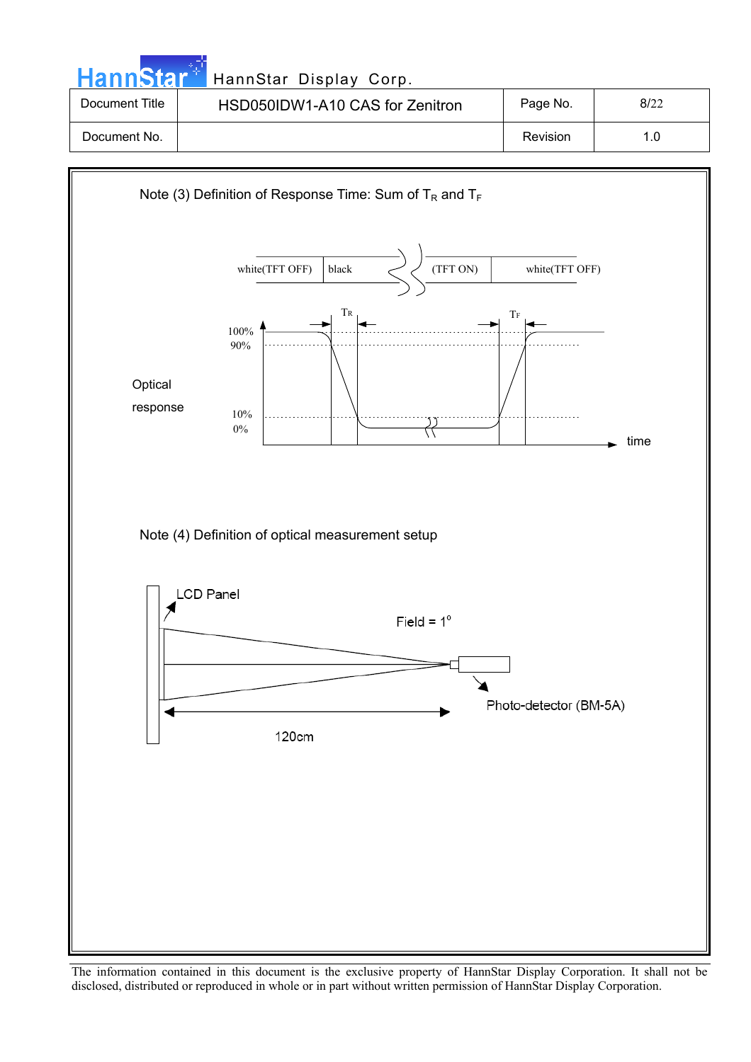Note (3) Definition of Response Time: Sum of $T_R$ and $T_F$

white(TFT OFF) | black | (TFT ON) | white(TFT OFF)

$T_R$ $T_F$

100%
90%

Optical response

10%
0%

time

Note (4) Definition of optical measurement setup

LCD Panel

Field = $1^o$

Photo-detector (BM-5A)

120cm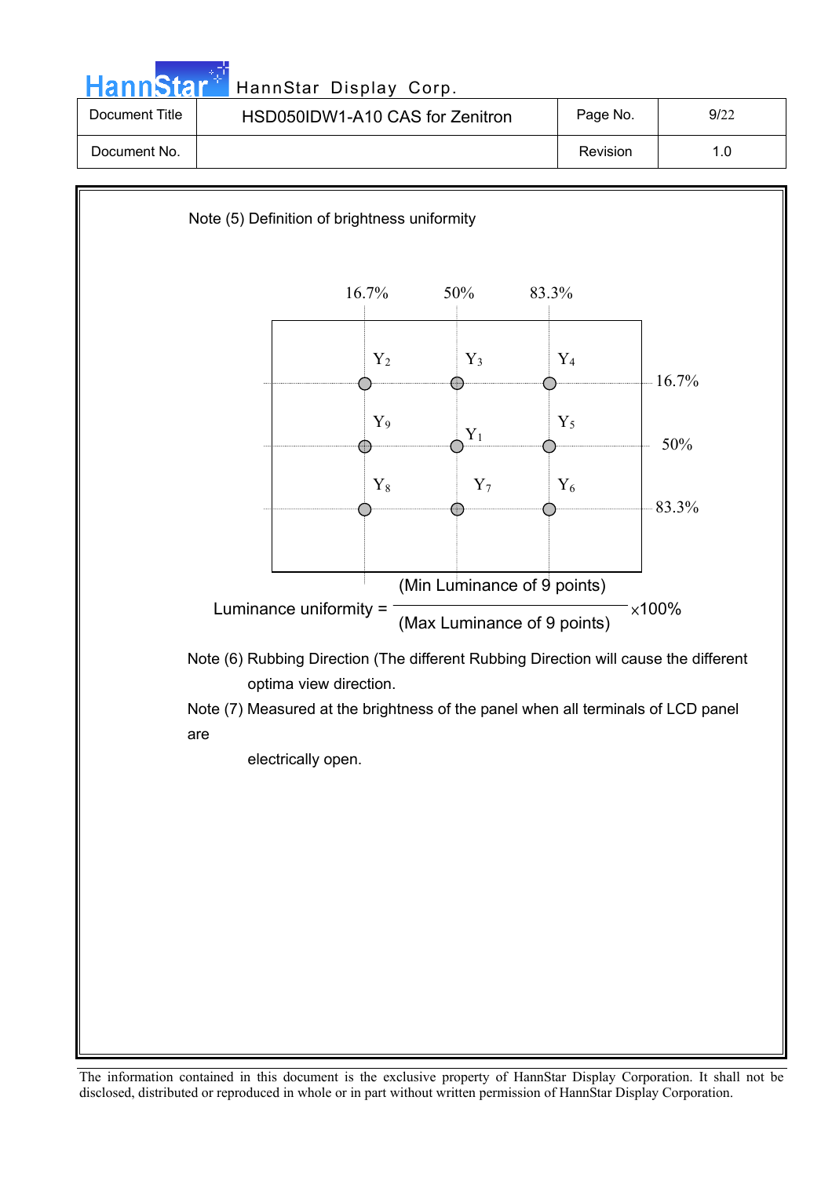Note (5) Definition of brightness uniformity

16.7%　　50%　　83.3%

| | 16.7% | 50% | 83.3% |
|---|---|---|---|
| 16.7% | $Y_2$ | $Y_3$ | $Y_4$ |
| 50% | $Y_9$ | $Y_1$ | $Y_5$ |
| 83.3% | $Y_8$ | $Y_7$ | $Y_6$ |

$$\text{Luminance uniformity} = \frac{\text{(Min Luminance of 9 points)}}{\text{(Max Luminance of 9 points)}} \times 100\%$$

Note (6) Rubbing Direction (The different Rubbing Direction will cause the different optima view direction.

Note (7) Measured at the brightness of the panel when all terminals of LCD panel are electrically open.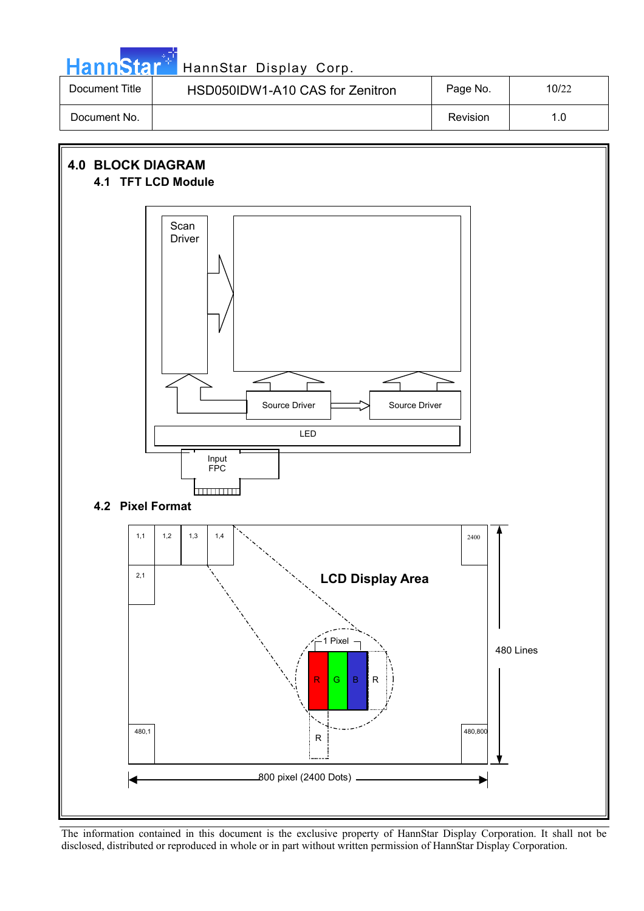# 4.0 BLOCK DIAGRAM

## 4.1 TFT LCD Module

Scan Driver

Source Driver

Source Driver

LED

Input FPC

## 4.2 Pixel Format

1,1 1,2 1,3 1,4 2400

2,1

LCD Display Area

1 Pixel

R G B R

R

480,1 480,800

480 Lines

800 pixel (2400 Dots)

The information contained in this document is the exclusive property of HannStar Display Corporation. It shall not be disclosed, distributed or reproduced in whole or in part without written permission of HannStar Display Corporation.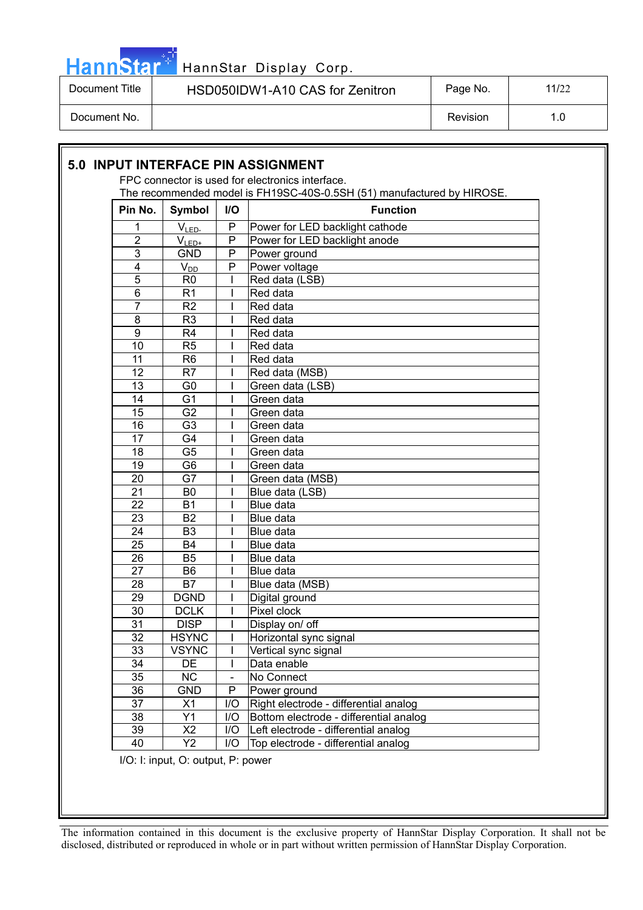## 5.0 INPUT INTERFACE PIN ASSIGNMENT

FPC connector is used for electronics interface.
The recommended model is FH19SC-40S-0.5SH (51) manufactured by HIROSE.

| Pin No. | Symbol | I/O | Function |
|---|---|---|---|
| 1 | $V_{LED-}$ | P | Power for LED backlight cathode |
| 2 | $V_{LED+}$ | P | Power for LED backlight anode |
| 3 | GND | P | Power ground |
| 4 | $V_{DD}$ | P | Power voltage |
| 5 | R0 | I | Red data (LSB) |
| 6 | R1 | I | Red data |
| 7 | R2 | I | Red data |
| 8 | R3 | I | Red data |
| 9 | R4 | I | Red data |
| 10 | R5 | I | Red data |
| 11 | R6 | I | Red data |
| 12 | R7 | I | Red data (MSB) |
| 13 | G0 | I | Green data (LSB) |
| 14 | G1 | I | Green data |
| 15 | G2 | I | Green data |
| 16 | G3 | I | Green data |
| 17 | G4 | I | Green data |
| 18 | G5 | I | Green data |
| 19 | G6 | I | Green data |
| 20 | G7 | I | Green data (MSB) |
| 21 | B0 | I | Blue data (LSB) |
| 22 | B1 | I | Blue data |
| 23 | B2 | I | Blue data |
| 24 | B3 | I | Blue data |
| 25 | B4 | I | Blue data |
| 26 | B5 | I | Blue data |
| 27 | B6 | I | Blue data |
| 28 | B7 | I | Blue data (MSB) |
| 29 | DGND | I | Digital ground |
| 30 | DCLK | I | Pixel clock |
| 31 | DISP | I | Display on/ off |
| 32 | HSYNC | I | Horizontal sync signal |
| 33 | VSYNC | I | Vertical sync signal |
| 34 | DE | I | Data enable |
| 35 | NC | - | No Connect |
| 36 | GND | P | Power ground |
| 37 | X1 | I/O | Right electrode - differential analog |
| 38 | Y1 | I/O | Bottom electrode - differential analog |
| 39 | X2 | I/O | Left electrode - differential analog |
| 40 | Y2 | I/O | Top electrode - differential analog |

I/O: I: input, O: output, P: power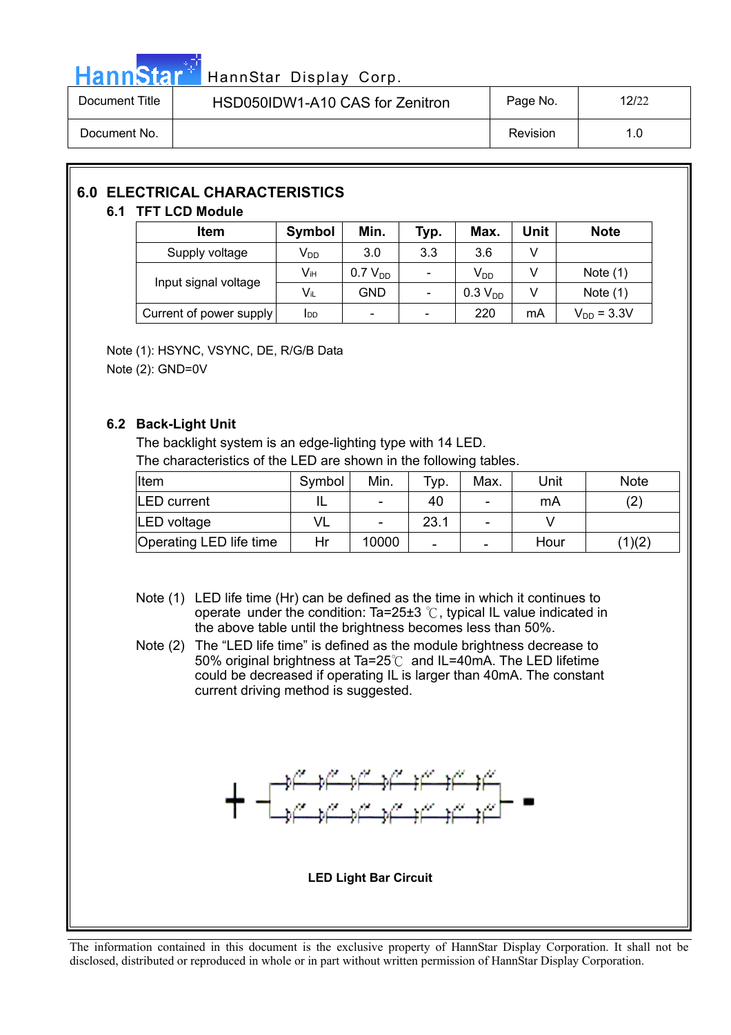## 6.0 ELECTRICAL CHARACTERISTICS

### 6.1 TFT LCD Module

| Item | Symbol | Min. | Typ. | Max. | Unit | Note |
|---|---|---|---|---|---|---|
| Supply voltage | $V_{DD}$ | 3.0 | 3.3 | 3.6 | V | |
| Input signal voltage | $V_{IH}$ | 0.7 $V_{DD}$ | - | $V_{DD}$ | V | Note (1) |
| | $V_{IL}$ | GND | - | 0.3 $V_{DD}$ | V | Note (1) |
| Current of power supply | $I_{DD}$ | - | - | 220 | mA | $V_{DD}$ = 3.3V |

Note (1): HSYNC, VSYNC, DE, R/G/B Data

Note (2): GND=0V

### 6.2 Back-Light Unit

The backlight system is an edge-lighting type with 14 LED.

The characteristics of the LED are shown in the following tables.

| Item | Symbol | Min. | Typ. | Max. | Unit | Note |
|---|---|---|---|---|---|---|
| LED current | IL | - | 40 | - | mA | (2) |
| LED voltage | VL | - | 23.1 | - | V | |
| Operating LED life time | Hr | 10000 | - | - | Hour | (1)(2) |

Note (1) LED life time (Hr) can be defined as the time in which it continues to operate under the condition: Ta=25±3 ℃, typical IL value indicated in the above table until the brightness becomes less than 50%.

Note (2) The “LED life time” is defined as the module brightness decrease to 50% original brightness at Ta=25℃ and IL=40mA. The LED lifetime could be decreased if operating IL is larger than 40mA. The constant current driving method is suggested.

**LED Light Bar Circuit**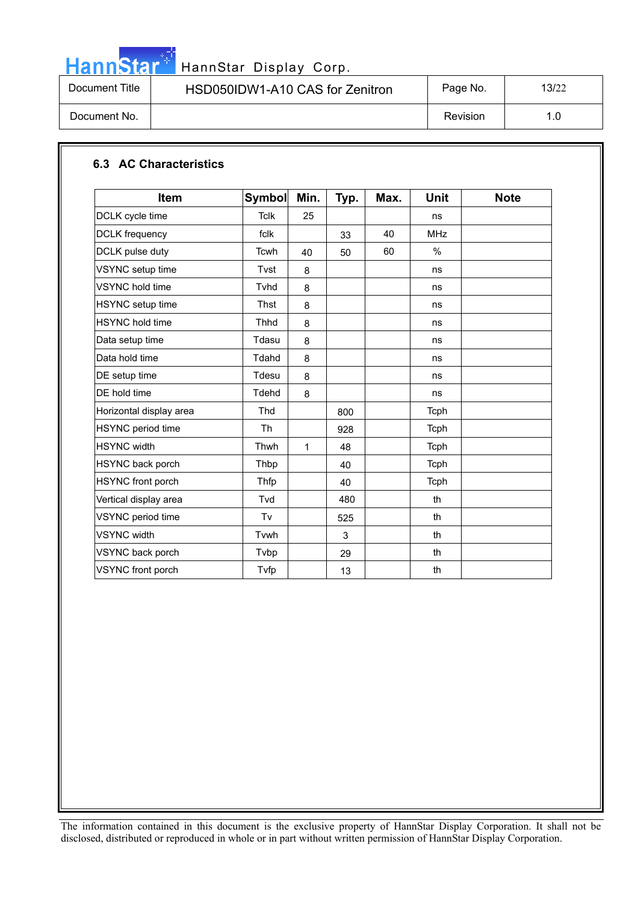### 6.3 AC Characteristics

| Item | Symbol | Min. | Typ. | Max. | Unit | Note |
|---|---|---|---|---|---|---|
| DCLK cycle time | Tclk | 25 | | | ns | |
| DCLK frequency | fclk | | 33 | 40 | MHz | |
| DCLK pulse duty | Tcwh | 40 | 50 | 60 | % | |
| VSYNC setup time | Tvst | 8 | | | ns | |
| VSYNC hold time | Tvhd | 8 | | | ns | |
| HSYNC setup time | Thst | 8 | | | ns | |
| HSYNC hold time | Thhd | 8 | | | ns | |
| Data setup time | Tdasu | 8 | | | ns | |
| Data hold time | Tdahd | 8 | | | ns | |
| DE setup time | Tdesu | 8 | | | ns | |
| DE hold time | Tdehd | 8 | | | ns | |
| Horizontal display area | Thd | | 800 | | Tcph | |
| HSYNC period time | Th | | 928 | | Tcph | |
| HSYNC width | Thwh | 1 | 48 | | Tcph | |
| HSYNC back porch | Thbp | | 40 | | Tcph | |
| HSYNC front porch | Thfp | | 40 | | Tcph | |
| Vertical display area | Tvd | | 480 | | th | |
| VSYNC period time | Tv | | 525 | | th | |
| VSYNC width | Tvwh | | 3 | | th | |
| VSYNC back porch | Tvbp | | 29 | | th | |
| VSYNC front porch | Tvfp | | 13 | | th | |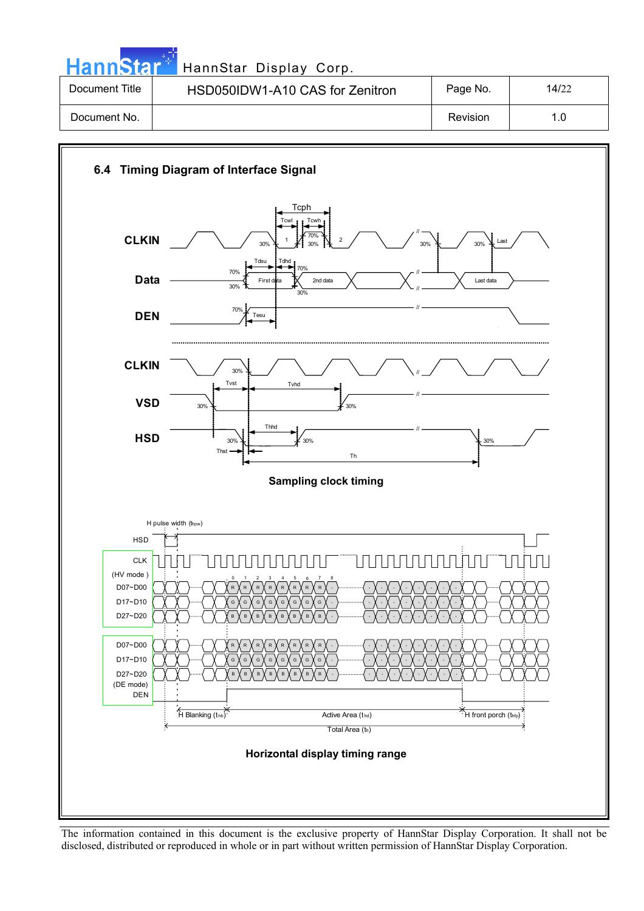## 6.4 Timing Diagram of Interface Signal

Sampling clock timing

Horizontal display timing range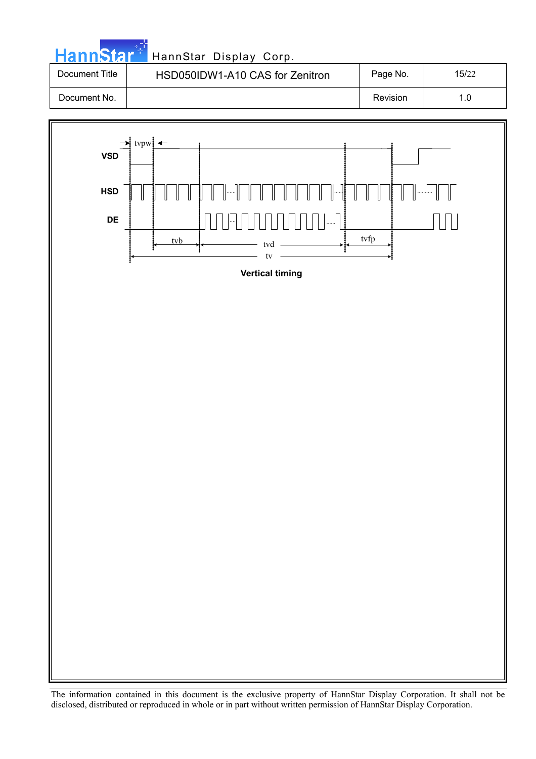VSD

HSD

DE

tvpw

tvb

tvd

tvfp

tv

**Vertical timing**

The information contained in this document is the exclusive property of HannStar Display Corporation. It shall not be disclosed, distributed or reproduced in whole or in part without written permission of HannStar Display Corporation.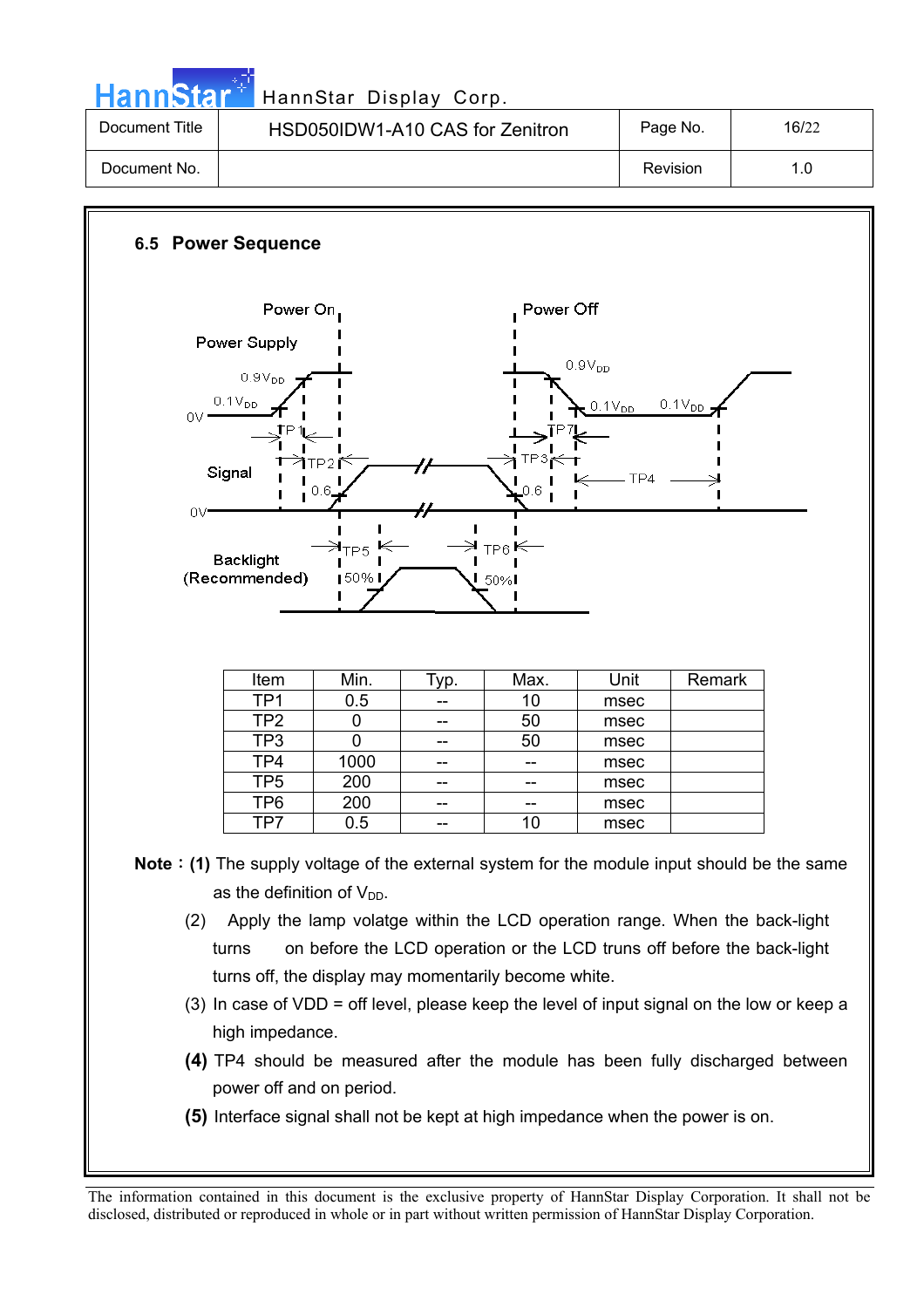## 6.5 Power Sequence

Power On

Power Off

Power Supply

$0.9V_{DD}$

$0.1V_{DD}$

0V

$0.9V_{DD}$

$0.1V_{DD}$

$0.1V_{DD}$

TP1

TP7

Signal

TP2

TP3

TP4

0.6

0.6

0V

Backlight (Recommended)

TP5

TP6

50%

50%

| Item | Min. | Typ. | Max. | Unit | Remark |
|---|---|---|---|---|---|
| TP1 | 0.5 | -- | 10 | msec | |
| TP2 | 0 | -- | 50 | msec | |
| TP3 | 0 | -- | 50 | msec | |
| TP4 | 1000 | -- | -- | msec | |
| TP5 | 200 | -- | -- | msec | |
| TP6 | 200 | -- | -- | msec | |
| TP7 | 0.5 | -- | 10 | msec | |

**Note：(1)** The supply voltage of the external system for the module input should be the same as the definition of $V_{DD}$.

(2) Apply the lamp volatge within the LCD operation range. When the back-light turns on before the LCD operation or the LCD truns off before the back-light turns off, the display may momentarily become white.

(3) In case of VDD = off level, please keep the level of input signal on the low or keep a high impedance.

**(4)** TP4 should be measured after the module has been fully discharged between power off and on period.

**(5)** Interface signal shall not be kept at high impedance when the power is on.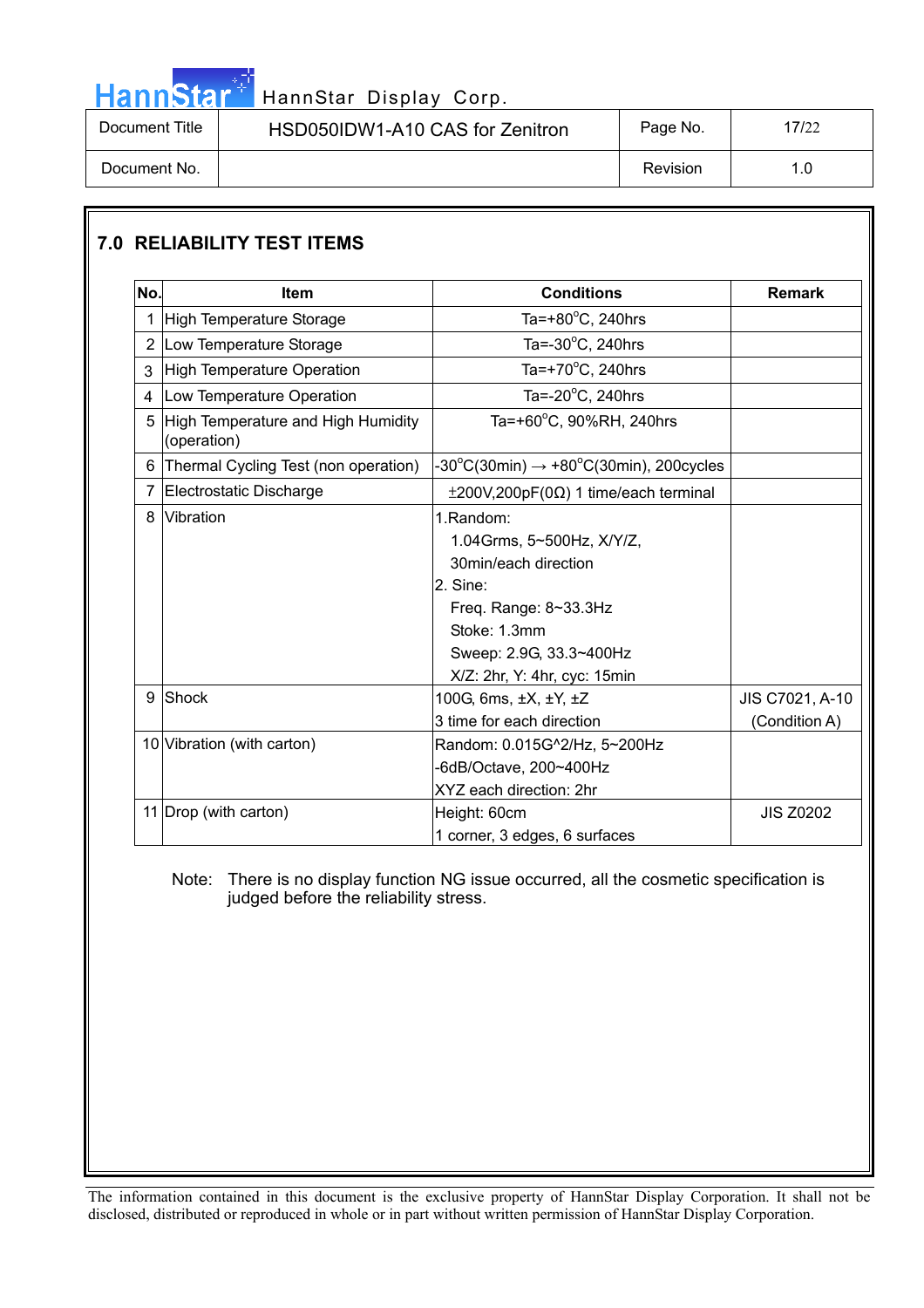## 7.0 RELIABILITY TEST ITEMS

| No. | Item | Conditions | Remark |
|---|---|---|---|
| 1 | High Temperature Storage | Ta=+80°C, 240hrs | |
| 2 | Low Temperature Storage | Ta=-30°C, 240hrs | |
| 3 | High Temperature Operation | Ta=+70°C, 240hrs | |
| 4 | Low Temperature Operation | Ta=-20°C, 240hrs | |
| 5 | High Temperature and High Humidity (operation) | Ta=+60°C, 90%RH, 240hrs | |
| 6 | Thermal Cycling Test (non operation) | -30°C(30min) → +80°C(30min), 200cycles | |
| 7 | Electrostatic Discharge | ±200V,200pF(0Ω) 1 time/each terminal | |
| 8 | Vibration | 1.Random:<br>1.04Grms, 5~500Hz, X/Y/Z,<br>30min/each direction<br>2. Sine:<br>Freq. Range: 8~33.3Hz<br>Stoke: 1.3mm<br>Sweep: 2.9G, 33.3~400Hz<br>X/Z: 2hr, Y: 4hr, cyc: 15min | |
| 9 | Shock | 100G, 6ms, ±X, ±Y, ±Z<br>3 time for each direction | JIS C7021, A-10 (Condition A) |
| 10 | Vibration (with carton) | Random: 0.015G^2/Hz, 5~200Hz<br>-6dB/Octave, 200~400Hz<br>XYZ each direction: 2hr | |
| 11 | Drop (with carton) | Height: 60cm<br>1 corner, 3 edges, 6 surfaces | JIS Z0202 |

Note: There is no display function NG issue occurred, all the cosmetic specification is judged before the reliability stress.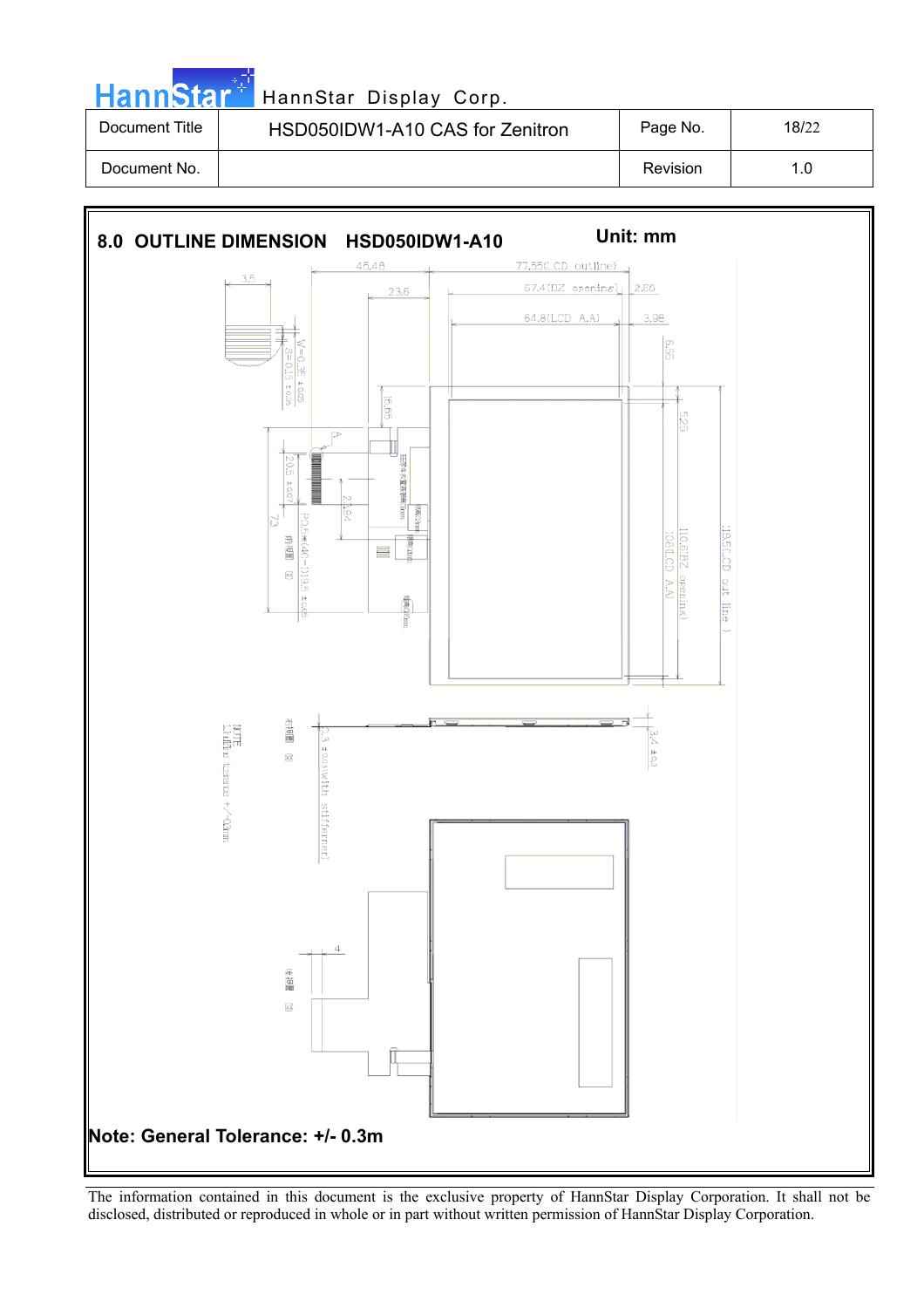| Document Title | HSD050IDW1-A10 CAS for Zenitron | Page No. | 18/22 |
|---|---|---|---|
| Document No. | | Revision | 1.0 |

## 8.0 OUTLINE DIMENSION HSD050IDW1-A10

Unit: mm

Note: General Tolerance: +/- 0.3m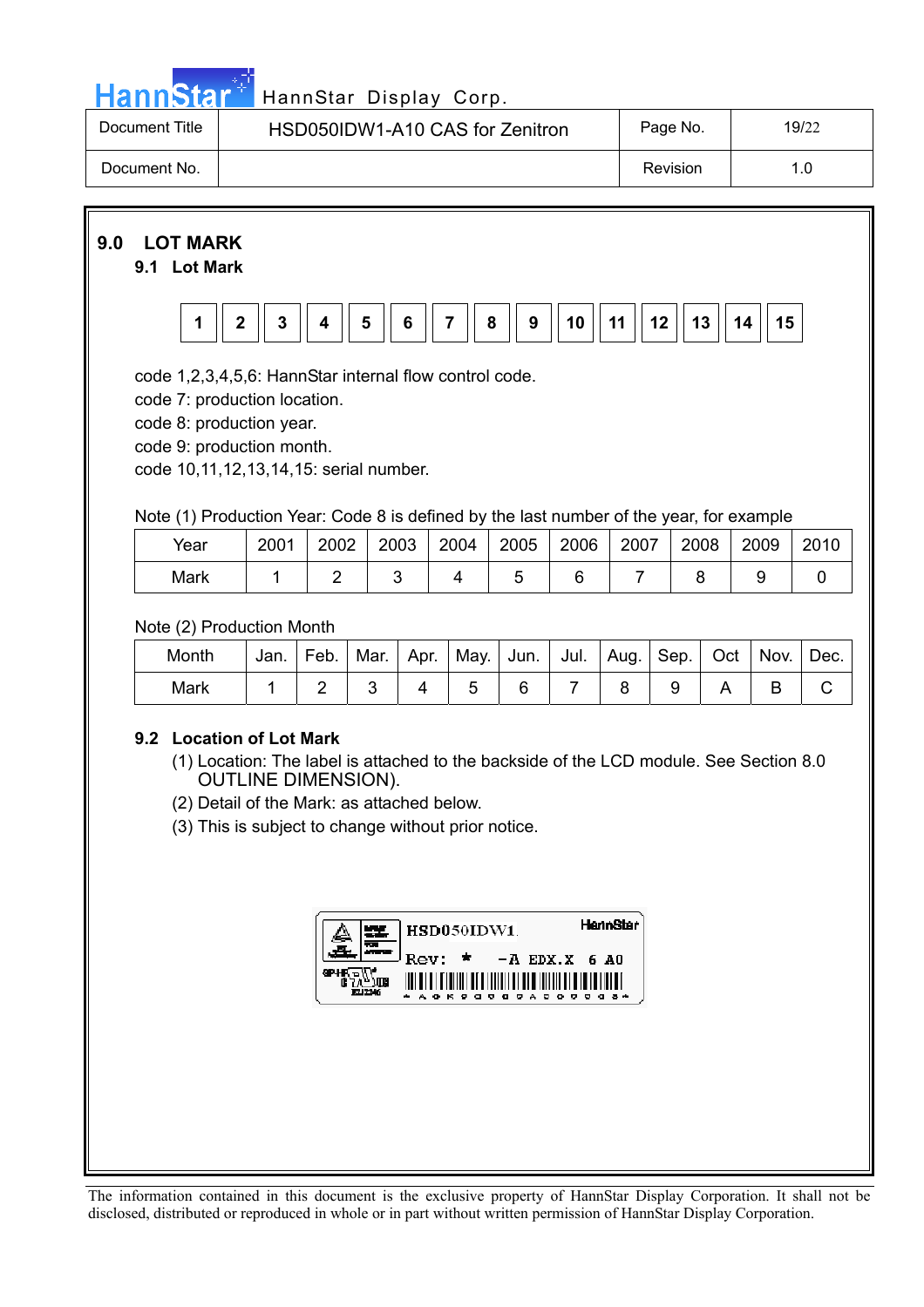# 9.0 LOT MARK

## 9.1 Lot Mark

| 1 | 2 | 3 | 4 | 5 | 6 | 7 | 8 | 9 | 10 | 11 | 12 | 13 | 14 | 15 |
|---|---|---|---|---|---|---|---|---|---|---|---|---|---|---|

code 1,2,3,4,5,6: HannStar internal flow control code.
code 7: production location.
code 8: production year.
code 9: production month.
code 10,11,12,13,14,15: serial number.

Note (1) Production Year: Code 8 is defined by the last number of the year, for example

| Year | 2001 | 2002 | 2003 | 2004 | 2005 | 2006 | 2007 | 2008 | 2009 | 2010 |
|---|---|---|---|---|---|---|---|---|---|---|
| Mark | 1 | 2 | 3 | 4 | 5 | 6 | 7 | 8 | 9 | 0 |

Note (2) Production Month

| Month | Jan. | Feb. | Mar. | Apr. | May. | Jun. | Jul. | Aug. | Sep. | Oct | Nov. | Dec. |
|---|---|---|---|---|---|---|---|---|---|---|---|---|
| Mark | 1 | 2 | 3 | 4 | 5 | 6 | 7 | 8 | 9 | A | B | C |

## 9.2 Location of Lot Mark

(1) Location: The label is attached to the backside of the LCD module. See Section 8.0 OUTLINE DIMENSION).
(2) Detail of the Mark: as attached below.
(3) This is subject to change without prior notice.

HSD050IDW1 HannStar
Rev: * -A EDX.X 6 A0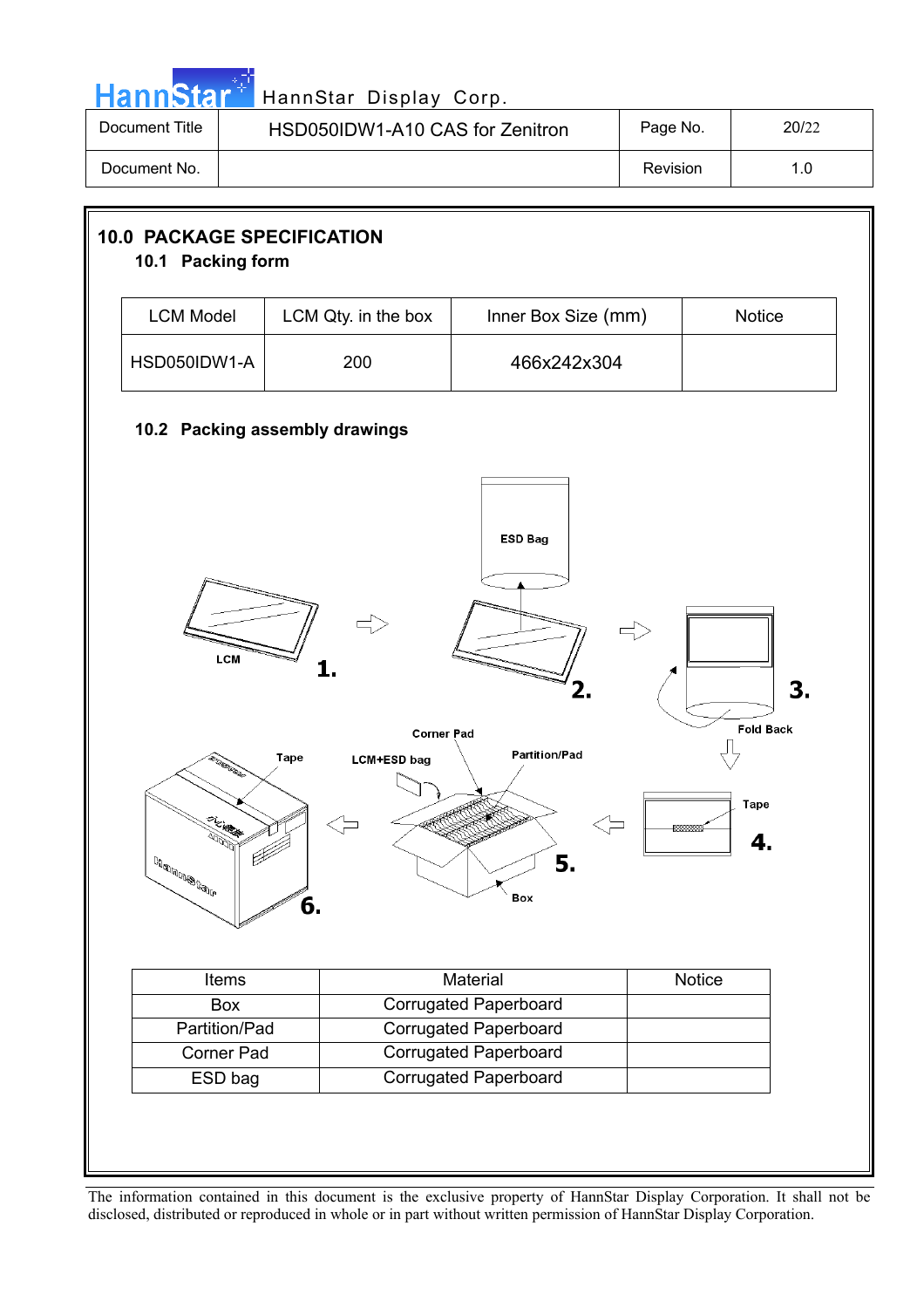## 10.0 PACKAGE SPECIFICATION

### 10.1 Packing form

| LCM Model | LCM Qty. in the box | Inner Box Size (mm) | Notice |
|---|---|---|---|
| HSD050IDW1-A | 200 | 466x242x304 | |

### 10.2 Packing assembly drawings

| Items | Material | Notice |
|---|---|---|
| Box | Corrugated Paperboard | |
| Partition/Pad | Corrugated Paperboard | |
| Corner Pad | Corrugated Paperboard | |
| ESD bag | Corrugated Paperboard | |

The information contained in this document is the exclusive property of HannStar Display Corporation. It shall not be disclosed, distributed or reproduced in whole or in part without written permission of HannStar Display Corporation.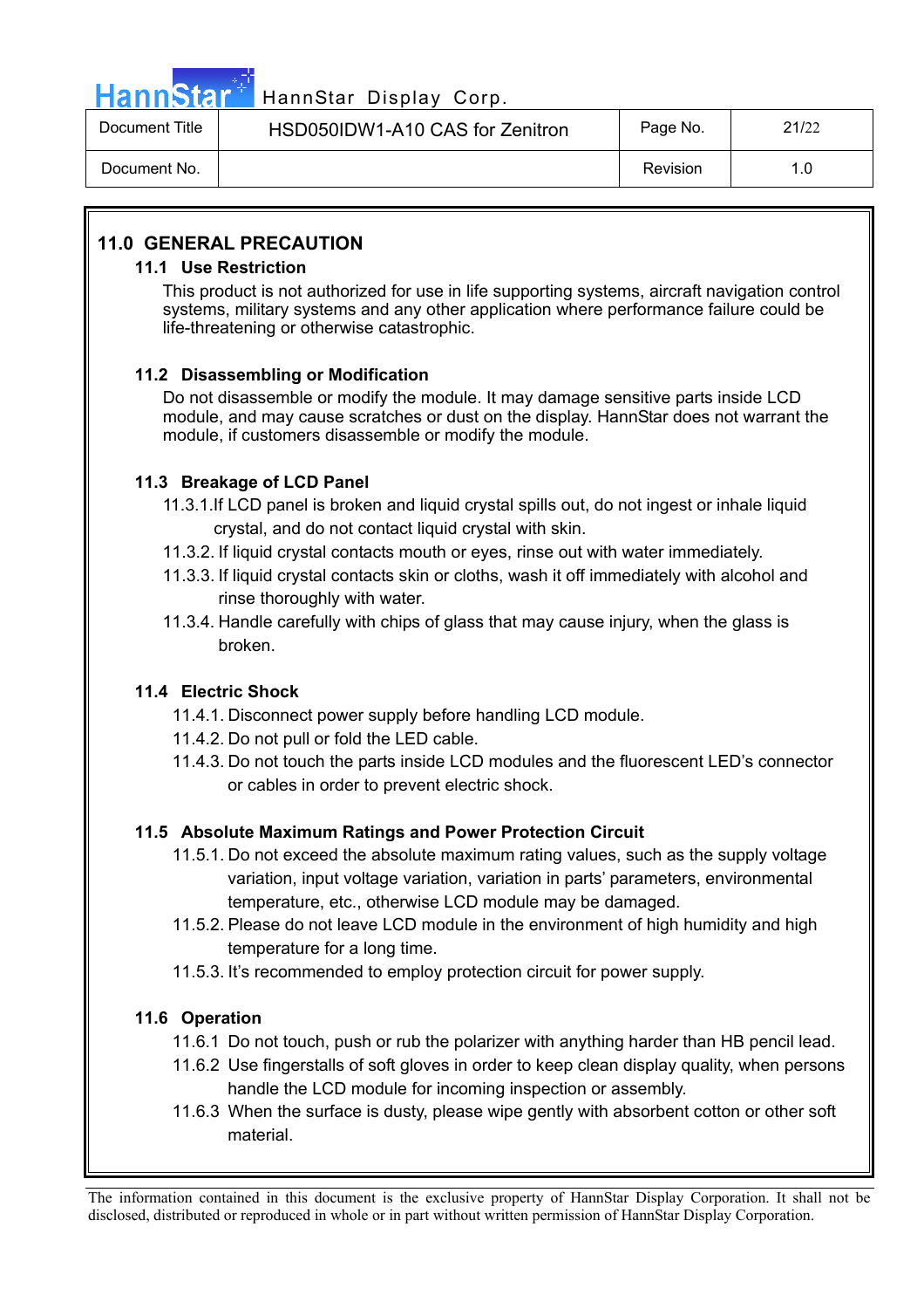## 11.0 GENERAL PRECAUTION

### 11.1 Use Restriction

This product is not authorized for use in life supporting systems, aircraft navigation control systems, military systems and any other application where performance failure could be life-threatening or otherwise catastrophic.

### 11.2 Disassembling or Modification

Do not disassemble or modify the module. It may damage sensitive parts inside LCD module, and may cause scratches or dust on the display. HannStar does not warrant the module, if customers disassemble or modify the module.

### 11.3 Breakage of LCD Panel

11.3.1.If LCD panel is broken and liquid crystal spills out, do not ingest or inhale liquid crystal, and do not contact liquid crystal with skin.

11.3.2. If liquid crystal contacts mouth or eyes, rinse out with water immediately.

11.3.3. If liquid crystal contacts skin or cloths, wash it off immediately with alcohol and rinse thoroughly with water.

11.3.4. Handle carefully with chips of glass that may cause injury, when the glass is broken.

### 11.4 Electric Shock

11.4.1. Disconnect power supply before handling LCD module.

11.4.2. Do not pull or fold the LED cable.

11.4.3. Do not touch the parts inside LCD modules and the fluorescent LED's connector or cables in order to prevent electric shock.

### 11.5 Absolute Maximum Ratings and Power Protection Circuit

11.5.1. Do not exceed the absolute maximum rating values, such as the supply voltage variation, input voltage variation, variation in parts' parameters, environmental temperature, etc., otherwise LCD module may be damaged.

11.5.2. Please do not leave LCD module in the environment of high humidity and high temperature for a long time.

11.5.3. It's recommended to employ protection circuit for power supply.

### 11.6 Operation

11.6.1 Do not touch, push or rub the polarizer with anything harder than HB pencil lead.

11.6.2 Use fingerstalls of soft gloves in order to keep clean display quality, when persons handle the LCD module for incoming inspection or assembly.

11.6.3 When the surface is dusty, please wipe gently with absorbent cotton or other soft material.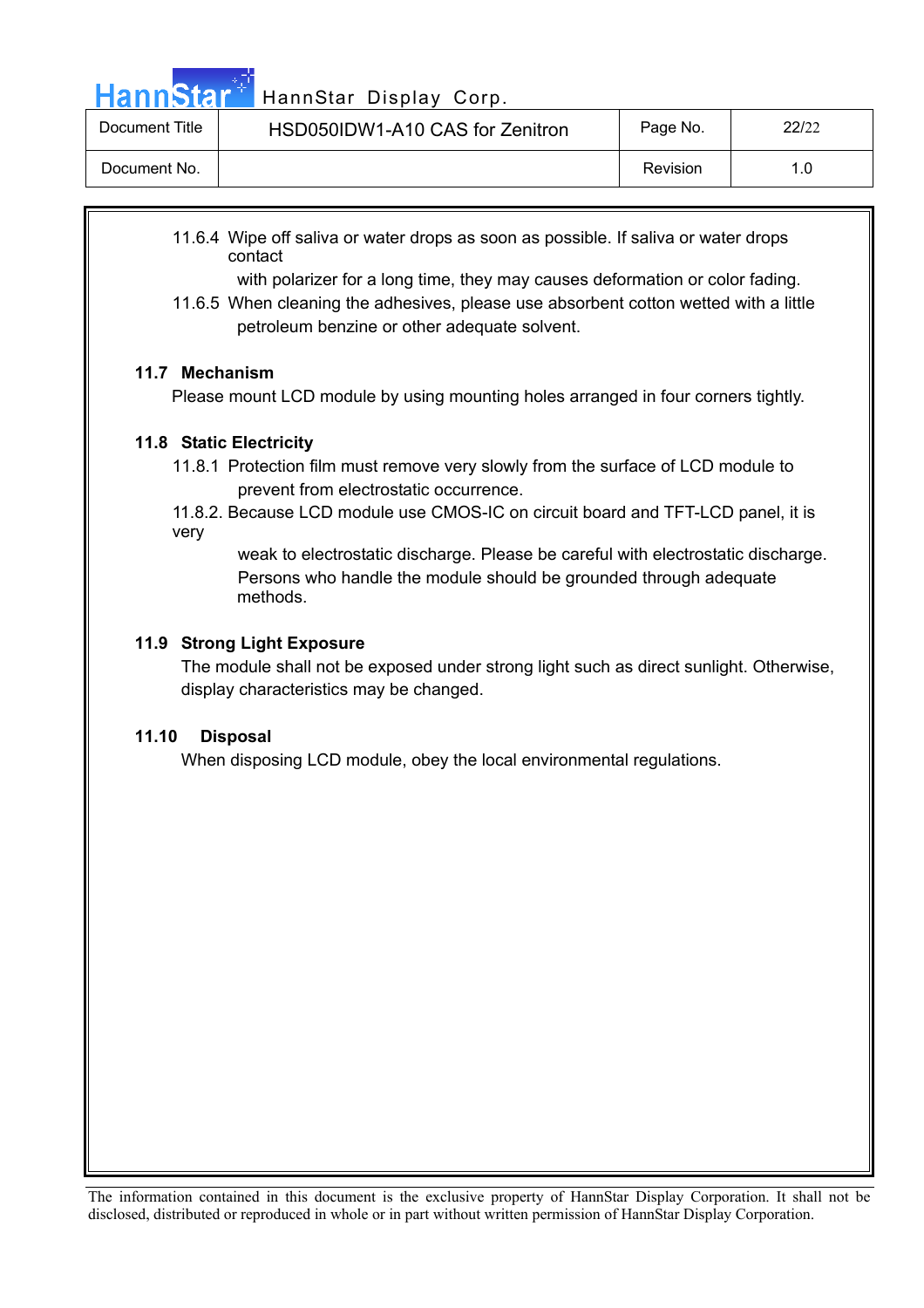11.6.4 Wipe off saliva or water drops as soon as possible. If saliva or water drops contact with polarizer for a long time, they may causes deformation or color fading.

11.6.5 When cleaning the adhesives, please use absorbent cotton wetted with a little petroleum benzine or other adequate solvent.

## 11.7 Mechanism

Please mount LCD module by using mounting holes arranged in four corners tightly.

## 11.8 Static Electricity

11.8.1 Protection film must remove very slowly from the surface of LCD module to prevent from electrostatic occurrence.

11.8.2. Because LCD module use CMOS-IC on circuit board and TFT-LCD panel, it is very weak to electrostatic discharge. Please be careful with electrostatic discharge. Persons who handle the module should be grounded through adequate methods.

## 11.9 Strong Light Exposure

The module shall not be exposed under strong light such as direct sunlight. Otherwise, display characteristics may be changed.

## 11.10 Disposal

When disposing LCD module, obey the local environmental regulations.